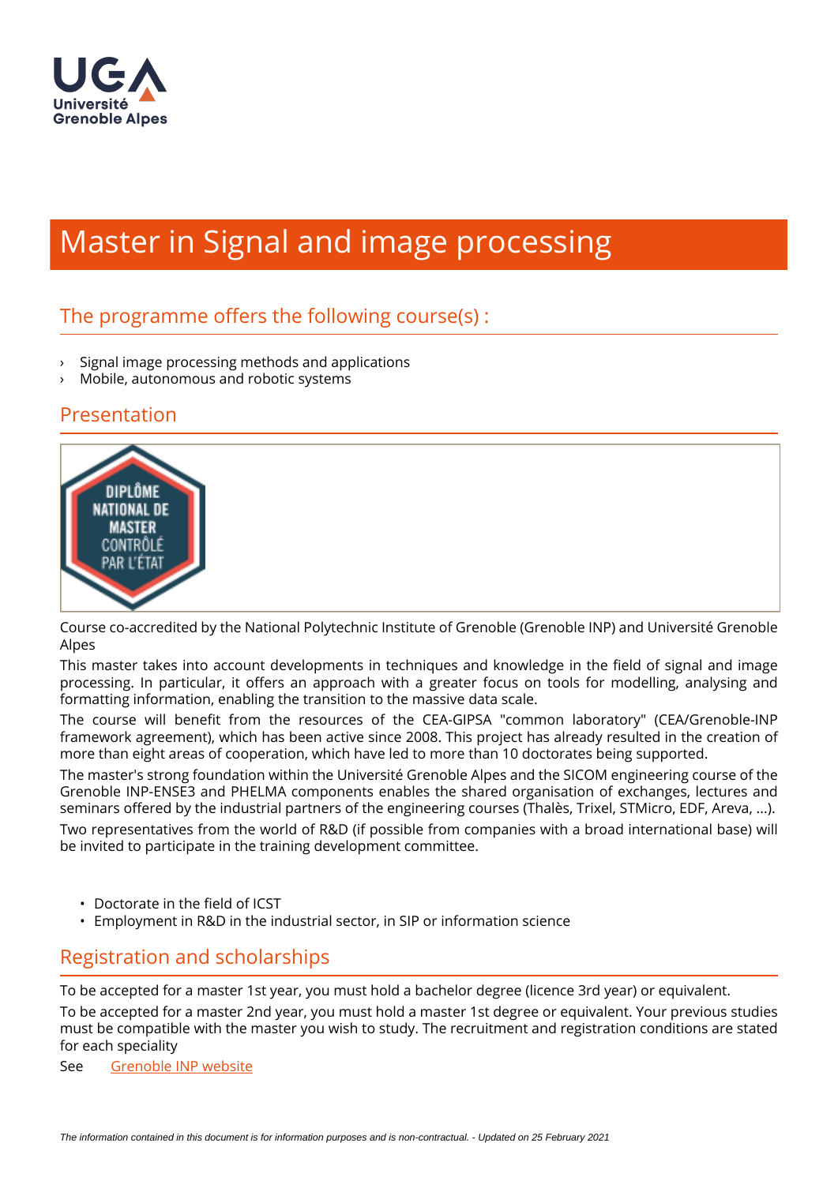# Master in Signal and image processing

## The programme offers the following course(s) :

- Signal image processing methods and applications
- Mobile, autonomous and robotic systems

## Presentation

Course co-accredited by the National Polytechnic Institute of Grenoble (Grenoble INP) and Université Grenoble Alpes

This master takes into account developments in techniques and knowledge in the field of signal and image processing. In particular, it offers an approach with a greater focus on tools for modelling, analysing and formatting information, enabling the transition to the massive data scale.

The course will benefit from the resources of the CEA-GIPSA "common laboratory" (CEA/Grenoble-INP framework agreement), which has been active since 2008. This project has already resulted in the creation of more than eight areas of cooperation, which have led to more than 10 doctorates being supported.

The master's strong foundation within the Université Grenoble Alpes and the SICOM engineering course of the Grenoble INP-ENSE3 and PHELMA components enables the shared organisation of exchanges, lectures and seminars offered by the industrial partners of the engineering courses (Thalès, Trixel, STMicro, EDF, Areva, ...).

Two representatives from the world of R&D (if possible from companies with a broad international base) will be invited to participate in the training development committee.

- Doctorate in the field of ICST
- Employment in R&D in the industrial sector, in SIP or information science

## Registration and scholarships

To be accepted for a master 1st year, you must hold a bachelor degree (licence 3rd year) or equivalent.

To be accepted for a master 2nd year, you must hold a master 1st degree or equivalent. Your previous studies must be compatible with the master you wish to study. The recruitment and registration conditions are stated for each speciality

See Grenoble INP website

*The information contained in this document is for information purposes and is non-contractual. - Updated on 25 February 2021*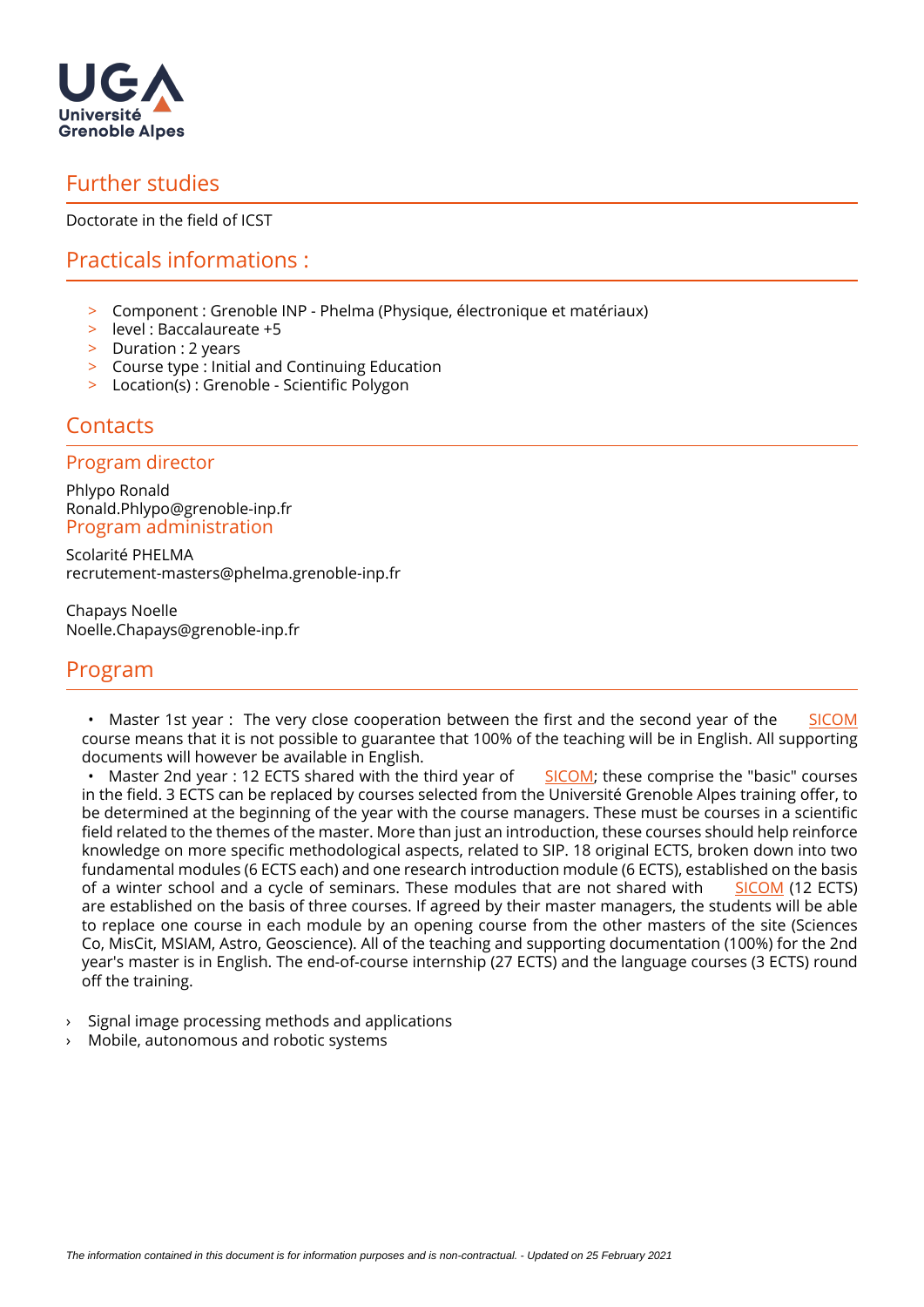## Further studies

Doctorate in the field of ICST

## Practicals informations :

- Component : Grenoble INP - Phelma (Physique, électronique et matériaux)
- level : Baccalaureate +5
- Duration : 2 years
- Course type : Initial and Continuing Education
- Location(s) : Grenoble - Scientific Polygon

## Contacts

### Program director

Phlypo Ronald
Ronald.Phlypo@grenoble-inp.fr

### Program administration

Scolarité PHELMA
recrutement-masters@phelma.grenoble-inp.fr

Chapays Noelle
Noelle.Chapays@grenoble-inp.fr

## Program

- Master 1st year : The very close cooperation between the first and the second year of the SICOM course means that it is not possible to guarantee that 100% of the teaching will be in English. All supporting documents will however be available in English.
- Master 2nd year : 12 ECTS shared with the third year of SICOM; these comprise the "basic" courses in the field. 3 ECTS can be replaced by courses selected from the Université Grenoble Alpes training offer, to be determined at the beginning of the year with the course managers. These must be courses in a scientific field related to the themes of the master. More than just an introduction, these courses should help reinforce knowledge on more specific methodological aspects, related to SIP. 18 original ECTS, broken down into two fundamental modules (6 ECTS each) and one research introduction module (6 ECTS), established on the basis of a winter school and a cycle of seminars. These modules that are not shared with SICOM (12 ECTS) are established on the basis of three courses. If agreed by their master managers, the students will be able to replace one course in each module by an opening course from the other masters of the site (Sciences Co, MisCit, MSIAM, Astro, Geoscience). All of the teaching and supporting documentation (100%) for the 2nd year's master is in English. The end-of-course internship (27 ECTS) and the language courses (3 ECTS) round off the training.

- Signal image processing methods and applications
- Mobile, autonomous and robotic systems

*The information contained in this document is for information purposes and is non-contractual. - Updated on 25 February 2021*